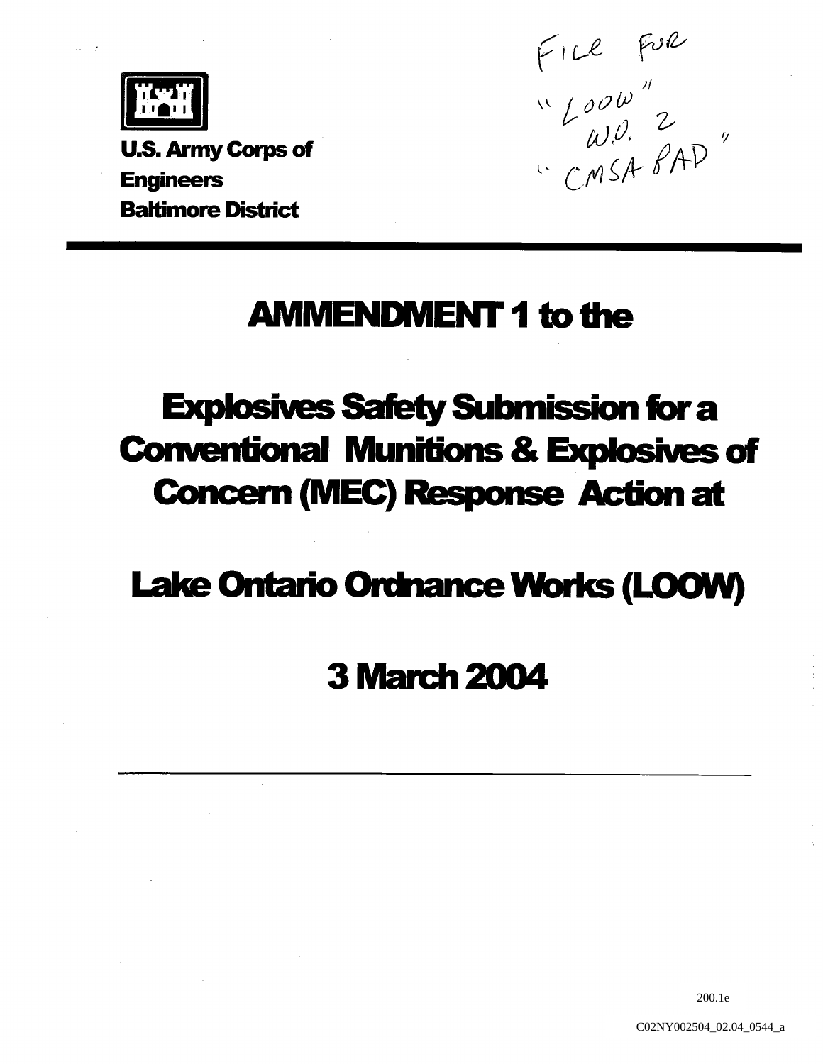FILE FOR
"LOOW"
W.O. 2
"CMSA PAP"

**U.S. Army Corps of Engineers**
**Baltimore District**

# AMMENDMENT 1 to the

# Explosives Safety Submission for a Conventional Munitions & Explosives of Concern (MEC) Response Action at

# Lake Ontario Ordnance Works (LOOW)

# 3 March 2004

200.1e

C02NY002504_02.04_0544_a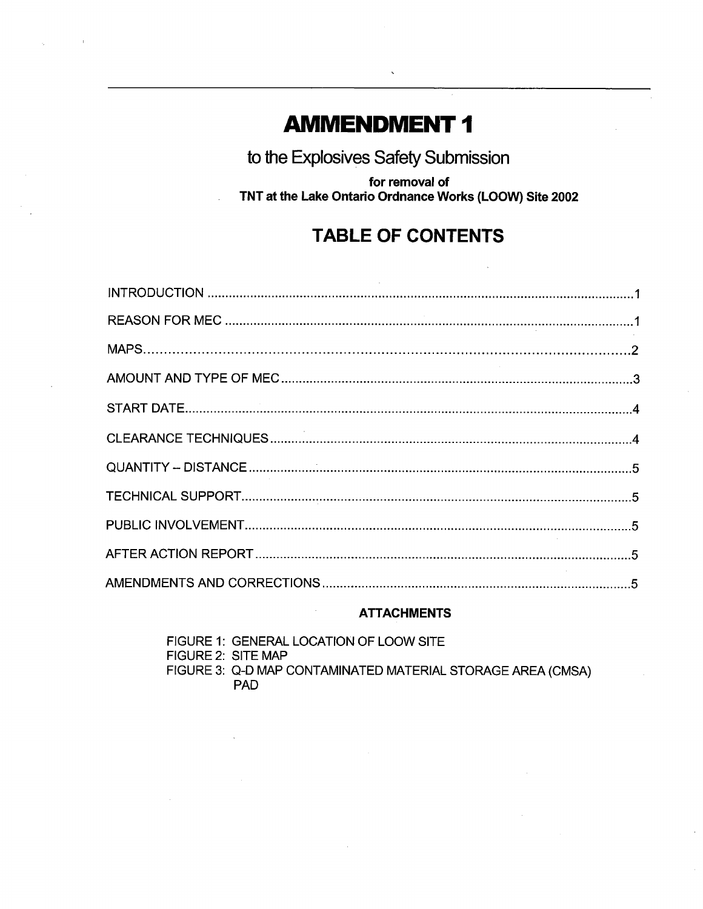# AMMENDMENT 1

## to the Explosives Safety Submission

**for removal of**
**TNT at the Lake Ontario Ordnance Works (LOOW) Site 2002**

## TABLE OF CONTENTS

| | |
|---|---|
| INTRODUCTION | 1 |
| REASON FOR MEC | 1 |
| MAPS | 2 |
| AMOUNT AND TYPE OF MEC | 3 |
| START DATE | 4 |
| CLEARANCE TECHNIQUES | 4 |
| QUANTITY – DISTANCE | 5 |
| TECHNICAL SUPPORT | 5 |
| PUBLIC INVOLVEMENT | 5 |
| AFTER ACTION REPORT | 5 |
| AMENDMENTS AND CORRECTIONS | 5 |

**ATTACHMENTS**

FIGURE 1: GENERAL LOCATION OF LOOW SITE
FIGURE 2: SITE MAP
FIGURE 3: Q-D MAP CONTAMINATED MATERIAL STORAGE AREA (CMSA) PAD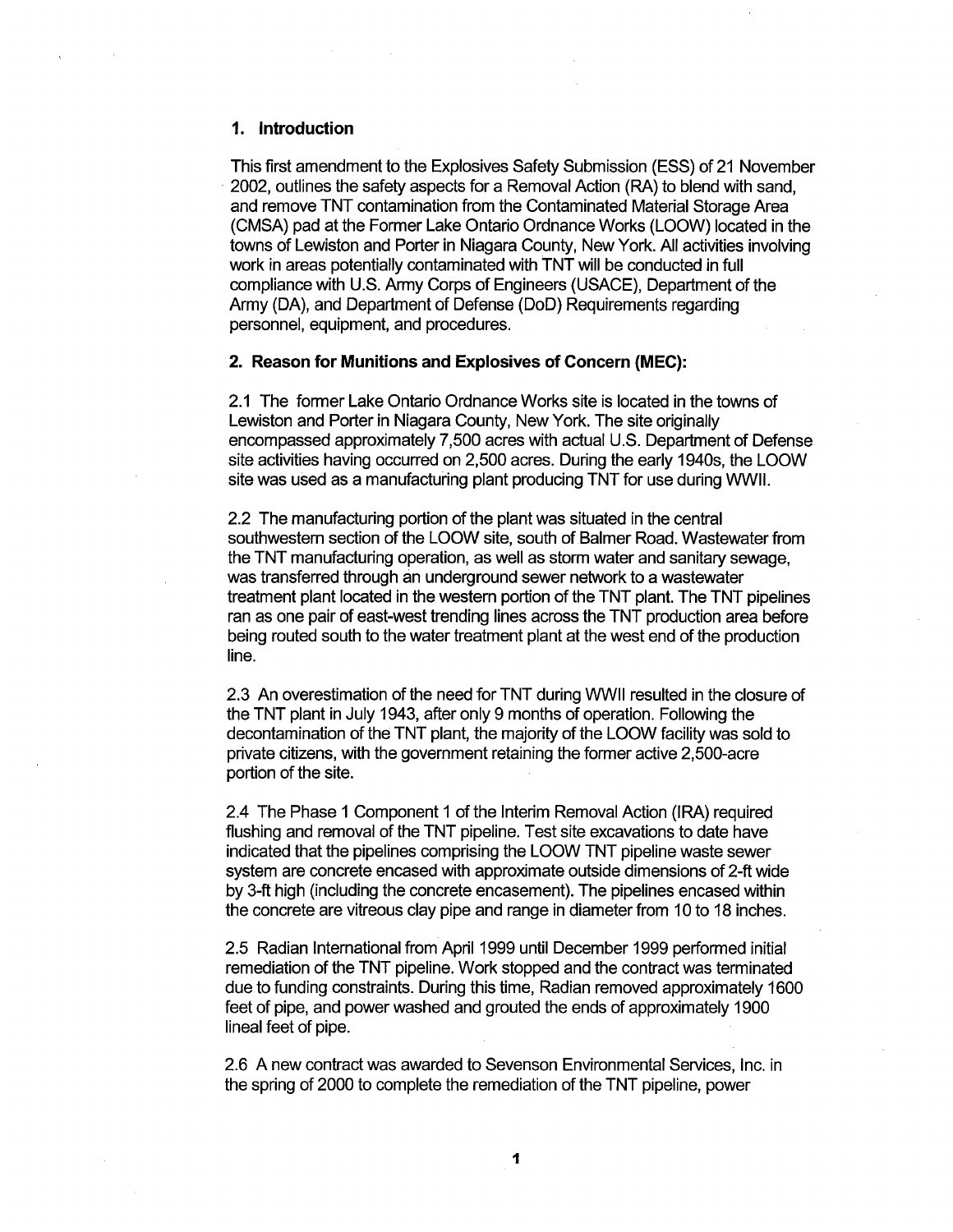## 1. Introduction

This first amendment to the Explosives Safety Submission (ESS) of 21 November 2002, outlines the safety aspects for a Removal Action (RA) to blend with sand, and remove TNT contamination from the Contaminated Material Storage Area (CMSA) pad at the Former Lake Ontario Ordnance Works (LOOW) located in the towns of Lewiston and Porter in Niagara County, New York. All activities involving work in areas potentially contaminated with TNT will be conducted in full compliance with U.S. Army Corps of Engineers (USACE), Department of the Army (DA), and Department of Defense (DoD) Requirements regarding personnel, equipment, and procedures.

## 2. Reason for Munitions and Explosives of Concern (MEC):

2.1 The former Lake Ontario Ordnance Works site is located in the towns of Lewiston and Porter in Niagara County, New York. The site originally encompassed approximately 7,500 acres with actual U.S. Department of Defense site activities having occurred on 2,500 acres. During the early 1940s, the LOOW site was used as a manufacturing plant producing TNT for use during WWII.

2.2 The manufacturing portion of the plant was situated in the central southwestern section of the LOOW site, south of Balmer Road. Wastewater from the TNT manufacturing operation, as well as storm water and sanitary sewage, was transferred through an underground sewer network to a wastewater treatment plant located in the western portion of the TNT plant. The TNT pipelines ran as one pair of east-west trending lines across the TNT production area before being routed south to the water treatment plant at the west end of the production line.

2.3 An overestimation of the need for TNT during WWII resulted in the closure of the TNT plant in July 1943, after only 9 months of operation. Following the decontamination of the TNT plant, the majority of the LOOW facility was sold to private citizens, with the government retaining the former active 2,500-acre portion of the site.

2.4 The Phase 1 Component 1 of the Interim Removal Action (IRA) required flushing and removal of the TNT pipeline. Test site excavations to date have indicated that the pipelines comprising the LOOW TNT pipeline waste sewer system are concrete encased with approximate outside dimensions of 2-ft wide by 3-ft high (including the concrete encasement). The pipelines encased within the concrete are vitreous clay pipe and range in diameter from 10 to 18 inches.

2.5 Radian International from April 1999 until December 1999 performed initial remediation of the TNT pipeline. Work stopped and the contract was terminated due to funding constraints. During this time, Radian removed approximately 1600 feet of pipe, and power washed and grouted the ends of approximately 1900 lineal feet of pipe.

2.6 A new contract was awarded to Sevenson Environmental Services, Inc. in the spring of 2000 to complete the remediation of the TNT pipeline, power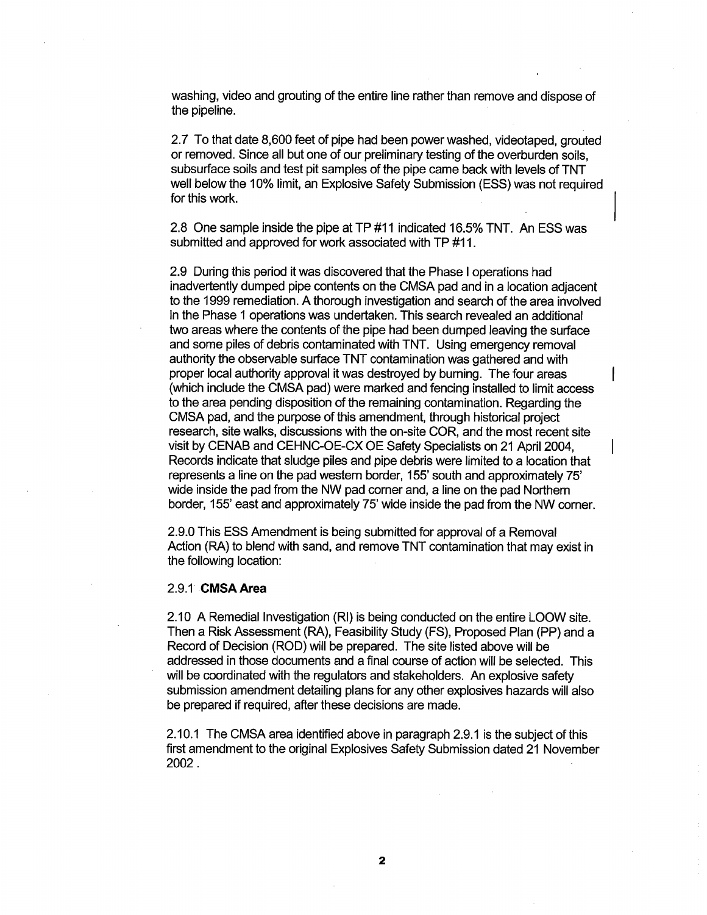washing, video and grouting of the entire line rather than remove and dispose of the pipeline.

2.7 To that date 8,600 feet of pipe had been power washed, videotaped, grouted or removed. Since all but one of our preliminary testing of the overburden soils, subsurface soils and test pit samples of the pipe came back with levels of TNT well below the 10% limit, an Explosive Safety Submission (ESS) was not required for this work.

2.8 One sample inside the pipe at TP #11 indicated 16.5% TNT. An ESS was submitted and approved for work associated with TP #11.

2.9 During this period it was discovered that the Phase I operations had inadvertently dumped pipe contents on the CMSA pad and in a location adjacent to the 1999 remediation. A thorough investigation and search of the area involved in the Phase 1 operations was undertaken. This search revealed an additional two areas where the contents of the pipe had been dumped leaving the surface and some piles of debris contaminated with TNT. Using emergency removal authority the observable surface TNT contamination was gathered and with proper local authority approval it was destroyed by burning. The four areas (which include the CMSA pad) were marked and fencing installed to limit access to the area pending disposition of the remaining contamination. Regarding the CMSA pad, and the purpose of this amendment, through historical project research, site walks, discussions with the on-site COR, and the most recent site visit by CENAB and CEHNC-OE-CX OE Safety Specialists on 21 April 2004, Records indicate that sludge piles and pipe debris were limited to a location that represents a line on the pad western border, 155' south and approximately 75' wide inside the pad from the NW pad corner and, a line on the pad Northern border, 155' east and approximately 75' wide inside the pad from the NW corner.

2.9.0 This ESS Amendment is being submitted for approval of a Removal Action (RA) to blend with sand, and remove TNT contamination that may exist in the following location:

2.9.1 **CMSA Area**

2.10 A Remedial Investigation (RI) is being conducted on the entire LOOW site. Then a Risk Assessment (RA), Feasibility Study (FS), Proposed Plan (PP) and a Record of Decision (ROD) will be prepared. The site listed above will be addressed in those documents and a final course of action will be selected. This will be coordinated with the regulators and stakeholders. An explosive safety submission amendment detailing plans for any other explosives hazards will also be prepared if required, after these decisions are made.

2.10.1 The CMSA area identified above in paragraph 2.9.1 is the subject of this first amendment to the original Explosives Safety Submission dated 21 November 2002 .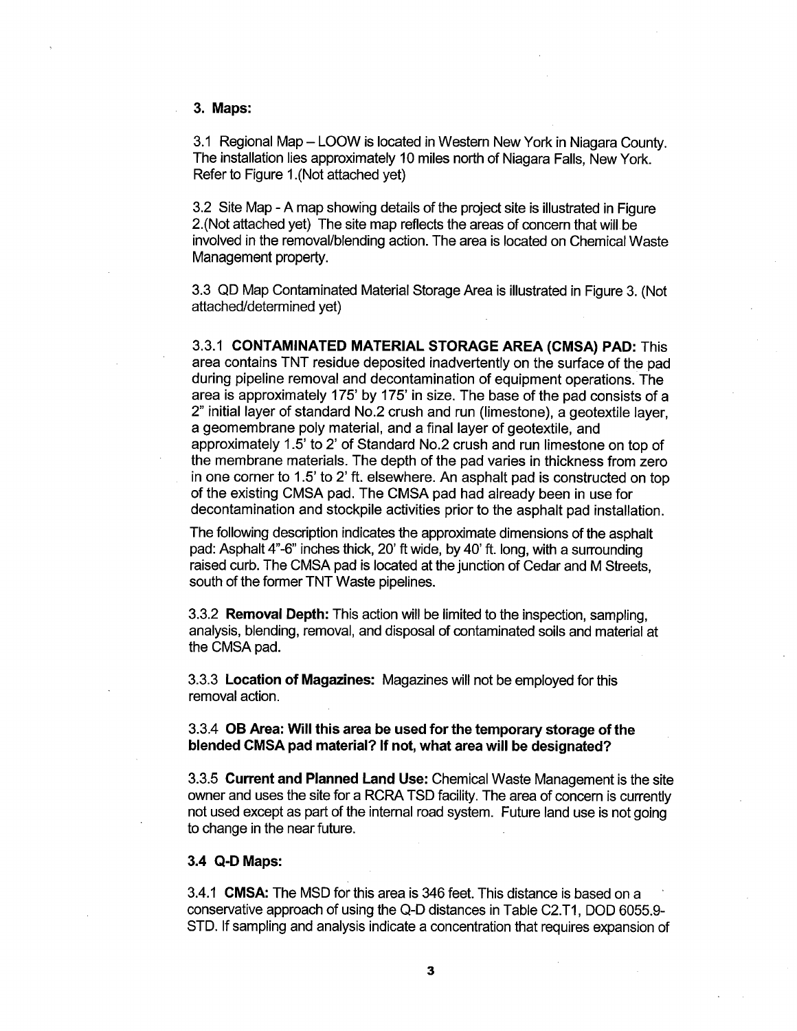### 3. Maps:

3.1 Regional Map – LOOW is located in Western New York in Niagara County. The installation lies approximately 10 miles north of Niagara Falls, New York. Refer to Figure 1.(Not attached yet)

3.2 Site Map - A map showing details of the project site is illustrated in Figure 2.(Not attached yet) The site map reflects the areas of concern that will be involved in the removal/blending action. The area is located on Chemical Waste Management property.

3.3 QD Map Contaminated Material Storage Area is illustrated in Figure 3. (Not attached/determined yet)

3.3.1 **CONTAMINATED MATERIAL STORAGE AREA (CMSA) PAD:** This area contains TNT residue deposited inadvertently on the surface of the pad during pipeline removal and decontamination of equipment operations. The area is approximately 175' by 175' in size. The base of the pad consists of a 2" initial layer of standard No.2 crush and run (limestone), a geotextile layer, a geomembrane poly material, and a final layer of geotextile, and approximately 1.5' to 2' of Standard No.2 crush and run limestone on top of the membrane materials. The depth of the pad varies in thickness from zero in one corner to 1.5' to 2' ft. elsewhere. An asphalt pad is constructed on top of the existing CMSA pad. The CMSA pad had already been in use for decontamination and stockpile activities prior to the asphalt pad installation.

The following description indicates the approximate dimensions of the asphalt pad: Asphalt 4"-6" inches thick, 20' ft wide, by 40' ft. long, with a surrounding raised curb. The CMSA pad is located at the junction of Cedar and M Streets, south of the former TNT Waste pipelines.

3.3.2 **Removal Depth:** This action will be limited to the inspection, sampling, analysis, blending, removal, and disposal of contaminated soils and material at the CMSA pad.

3.3.3 **Location of Magazines:** Magazines will not be employed for this removal action.

3.3.4 **OB Area: Will this area be used for the temporary storage of the blended CMSA pad material? If not, what area will be designated?**

3.3.5 **Current and Planned Land Use:** Chemical Waste Management is the site owner and uses the site for a RCRA TSD facility. The area of concern is currently not used except as part of the internal road system. Future land use is not going to change in the near future.

#### 3.4 Q-D Maps:

3.4.1 **CMSA:** The MSD for this area is 346 feet. This distance is based on a conservative approach of using the Q-D distances in Table C2.T1, DOD 6055.9-STD. If sampling and analysis indicate a concentration that requires expansion of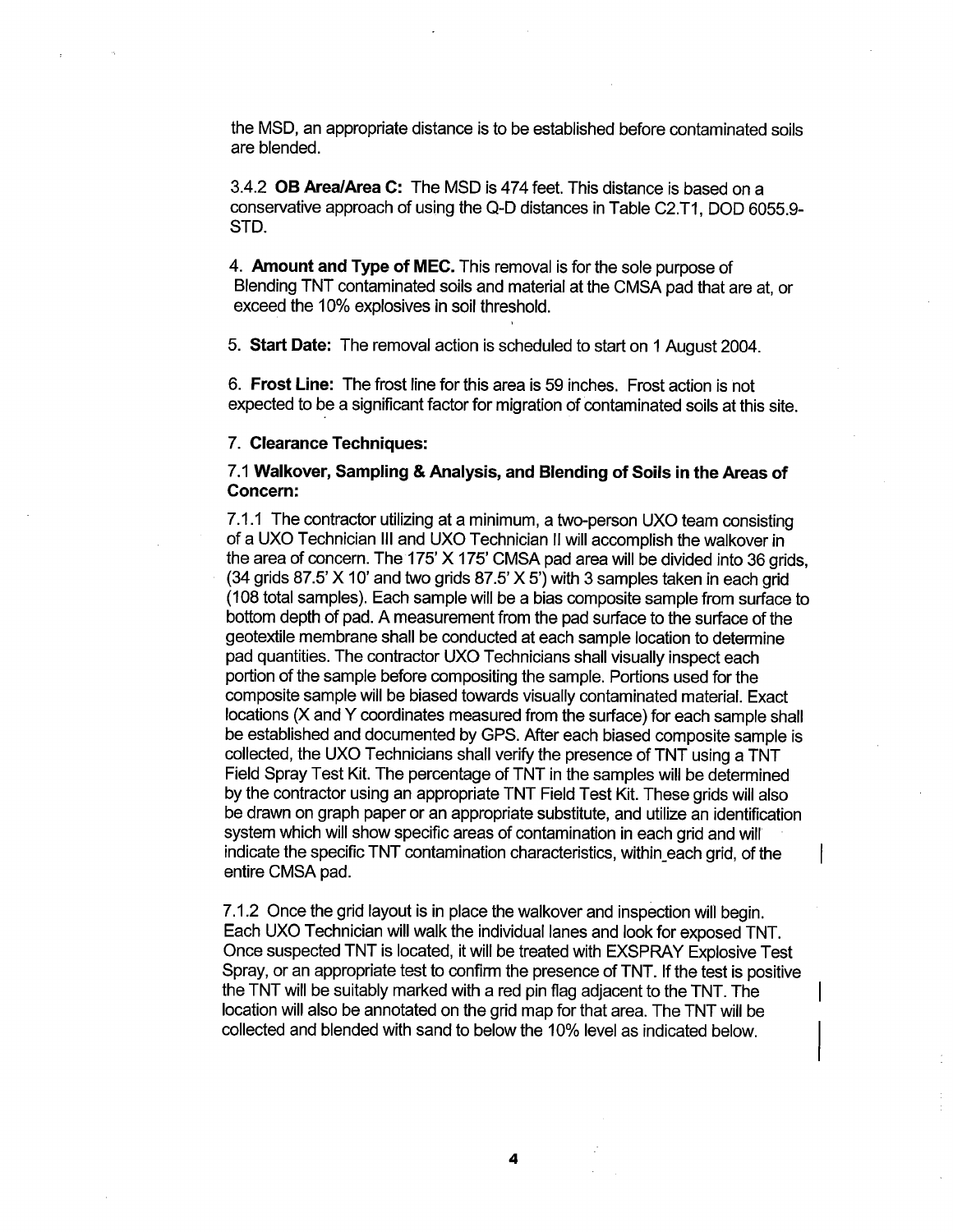the MSD, an appropriate distance is to be established before contaminated soils are blended.

3.4.2 **OB Area/Area C:** The MSD is 474 feet. This distance is based on a conservative approach of using the Q-D distances in Table C2.T1, DOD 6055.9-STD.

4. **Amount and Type of MEC.** This removal is for the sole purpose of Blending TNT contaminated soils and material at the CMSA pad that are at, or exceed the 10% explosives in soil threshold.

5. **Start Date:** The removal action is scheduled to start on 1 August 2004.

6. **Frost Line:** The frost line for this area is 59 inches. Frost action is not expected to be a significant factor for migration of contaminated soils at this site.

7. **Clearance Techniques:**

7.1 **Walkover, Sampling & Analysis, and Blending of Soils in the Areas of Concern:**

7.1.1 The contractor utilizing at a minimum, a two-person UXO team consisting of a UXO Technician III and UXO Technician II will accomplish the walkover in the area of concern. The 175' X 175' CMSA pad area will be divided into 36 grids, (34 grids 87.5' X 10' and two grids 87.5' X 5') with 3 samples taken in each grid (108 total samples). Each sample will be a bias composite sample from surface to bottom depth of pad. A measurement from the pad surface to the surface of the geotextile membrane shall be conducted at each sample location to determine pad quantities. The contractor UXO Technicians shall visually inspect each portion of the sample before compositing the sample. Portions used for the composite sample will be biased towards visually contaminated material. Exact locations (X and Y coordinates measured from the surface) for each sample shall be established and documented by GPS. After each biased composite sample is collected, the UXO Technicians shall verify the presence of TNT using a TNT Field Spray Test Kit. The percentage of TNT in the samples will be determined by the contractor using an appropriate TNT Field Test Kit. These grids will also be drawn on graph paper or an appropriate substitute, and utilize an identification system which will show specific areas of contamination in each grid and will indicate the specific TNT contamination characteristics, within each grid, of the entire CMSA pad.

7.1.2 Once the grid layout is in place the walkover and inspection will begin. Each UXO Technician will walk the individual lanes and look for exposed TNT. Once suspected TNT is located, it will be treated with EXSPRAY Explosive Test Spray, or an appropriate test to confirm the presence of TNT. If the test is positive the TNT will be suitably marked with a red pin flag adjacent to the TNT. The location will also be annotated on the grid map for that area. The TNT will be collected and blended with sand to below the 10% level as indicated below.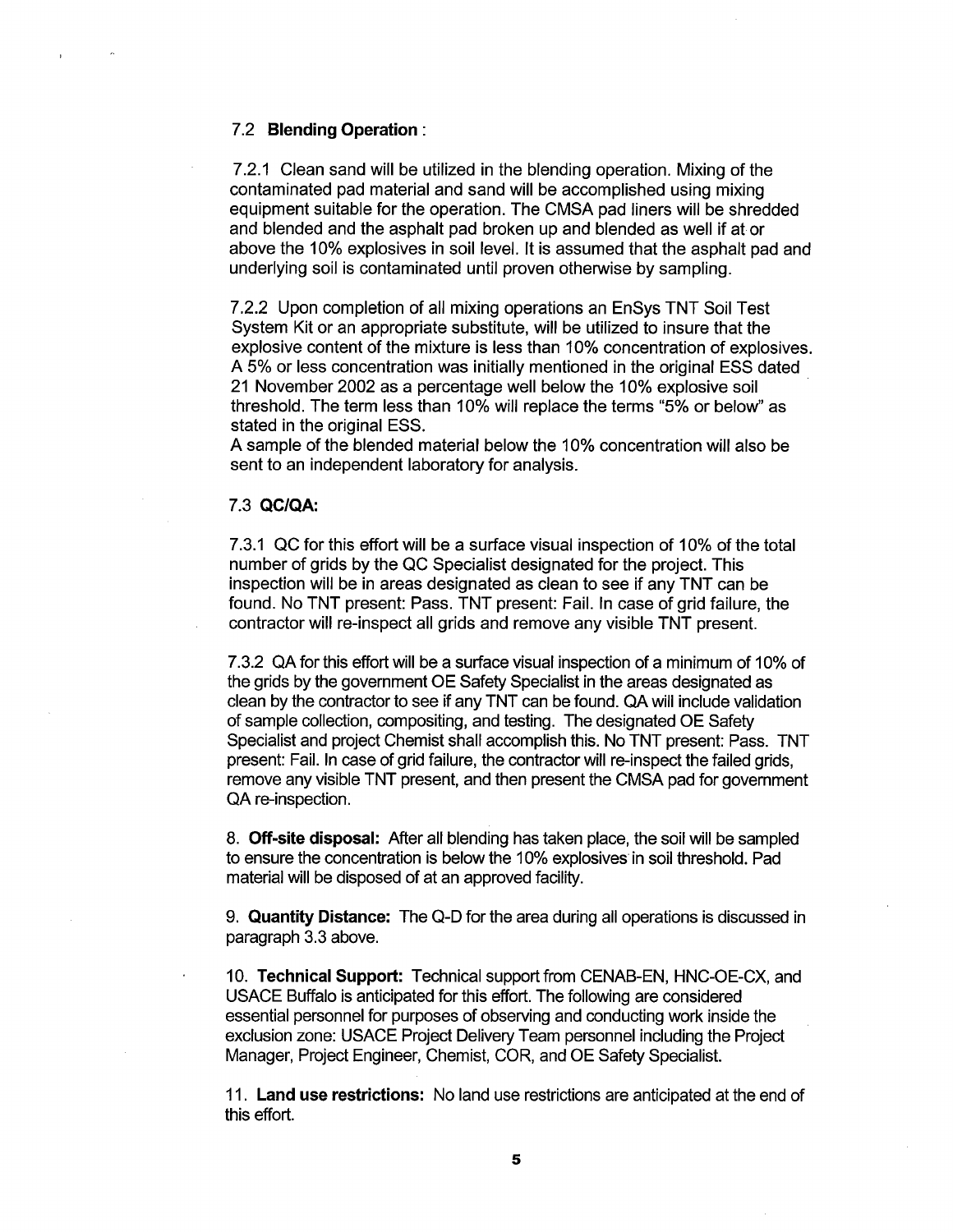7.2 **Blending Operation** :

7.2.1 Clean sand will be utilized in the blending operation. Mixing of the contaminated pad material and sand will be accomplished using mixing equipment suitable for the operation. The CMSA pad liners will be shredded and blended and the asphalt pad broken up and blended as well if at or above the 10% explosives in soil level. It is assumed that the asphalt pad and underlying soil is contaminated until proven otherwise by sampling.

7.2.2 Upon completion of all mixing operations an EnSys TNT Soil Test System Kit or an appropriate substitute, will be utilized to insure that the explosive content of the mixture is less than 10% concentration of explosives. A 5% or less concentration was initially mentioned in the original ESS dated 21 November 2002 as a percentage well below the 10% explosive soil threshold. The term less than 10% will replace the terms "5% or below" as stated in the original ESS.
A sample of the blended material below the 10% concentration will also be sent to an independent laboratory for analysis.

7.3 **QC/QA:**

7.3.1 QC for this effort will be a surface visual inspection of 10% of the total number of grids by the QC Specialist designated for the project. This inspection will be in areas designated as clean to see if any TNT can be found. No TNT present: Pass. TNT present: Fail. In case of grid failure, the contractor will re-inspect all grids and remove any visible TNT present.

7.3.2 QA for this effort will be a surface visual inspection of a minimum of 10% of the grids by the government OE Safety Specialist in the areas designated as clean by the contractor to see if any TNT can be found. QA will include validation of sample collection, compositing, and testing. The designated OE Safety Specialist and project Chemist shall accomplish this. No TNT present: Pass. TNT present: Fail. In case of grid failure, the contractor will re-inspect the failed grids, remove any visible TNT present, and then present the CMSA pad for government QA re-inspection.

8. **Off-site disposal:** After all blending has taken place, the soil will be sampled to ensure the concentration is below the 10% explosives in soil threshold. Pad material will be disposed of at an approved facility.

9. **Quantity Distance:** The Q-D for the area during all operations is discussed in paragraph 3.3 above.

10. **Technical Support:** Technical support from CENAB-EN, HNC-OE-CX, and USACE Buffalo is anticipated for this effort. The following are considered essential personnel for purposes of observing and conducting work inside the exclusion zone: USACE Project Delivery Team personnel including the Project Manager, Project Engineer, Chemist, COR, and OE Safety Specialist.

11. **Land use restrictions:** No land use restrictions are anticipated at the end of this effort.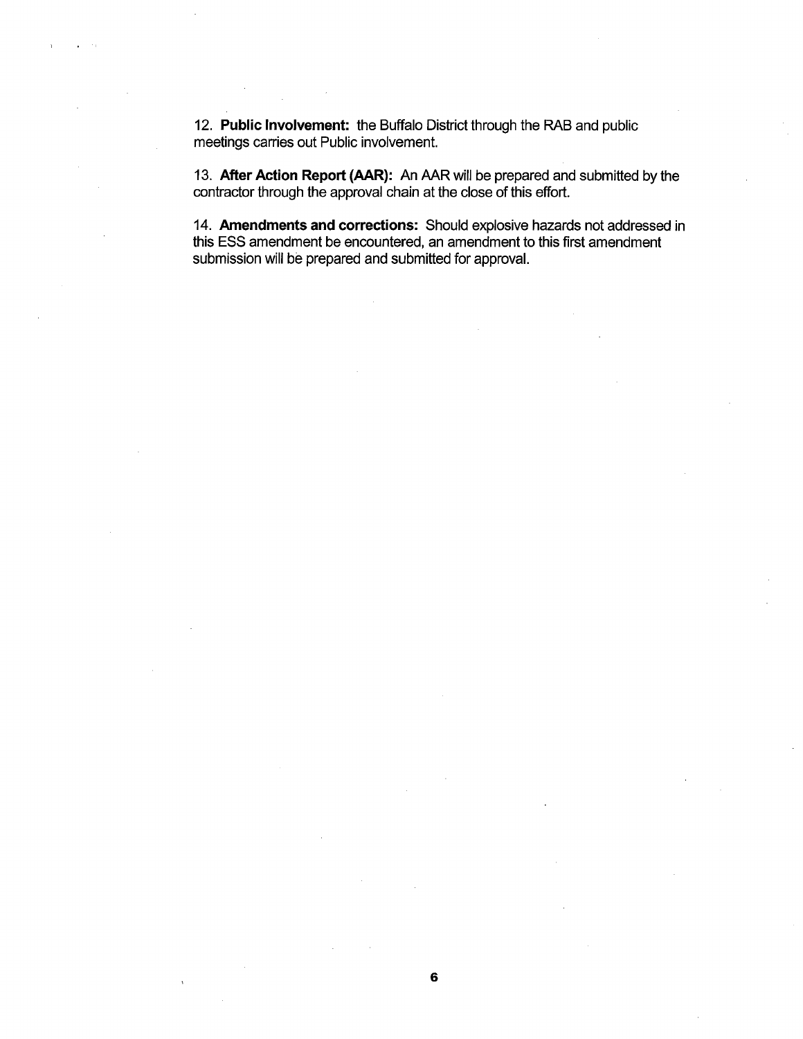12. **Public Involvement:** the Buffalo District through the RAB and public meetings carries out Public involvement.

13. **After Action Report (AAR):** An AAR will be prepared and submitted by the contractor through the approval chain at the close of this effort.

14. **Amendments and corrections:** Should explosive hazards not addressed in this ESS amendment be encountered, an amendment to this first amendment submission will be prepared and submitted for approval.